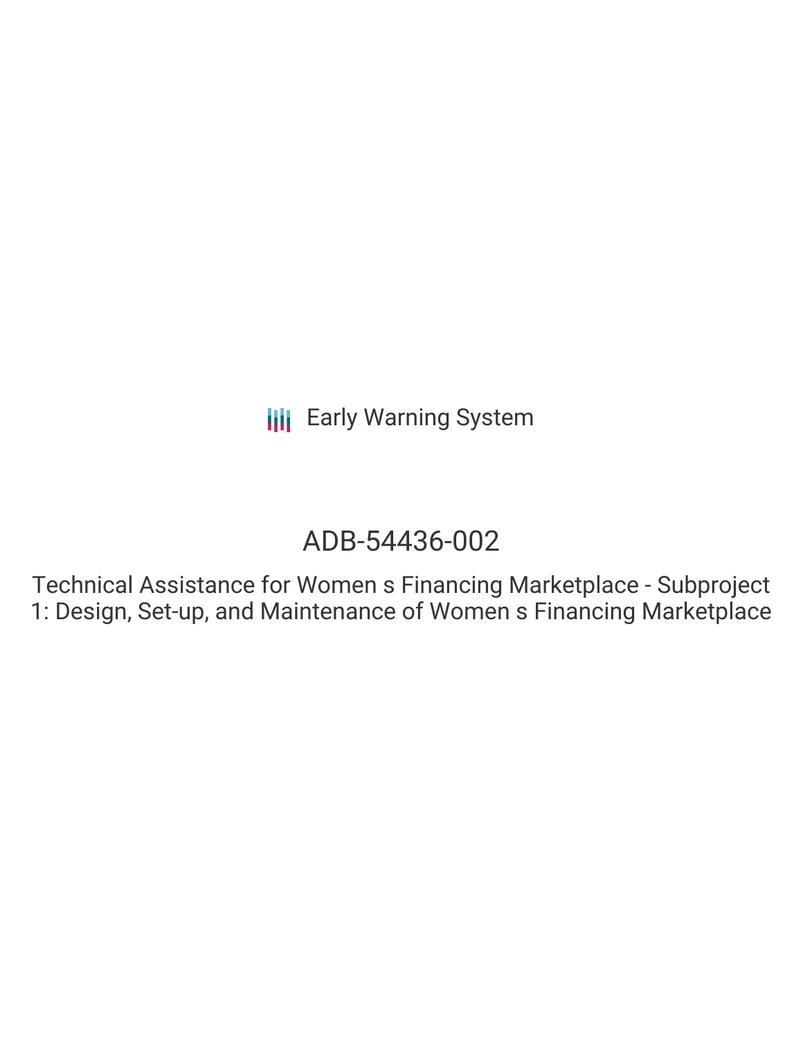Early Warning System

# ADB-54436-002

## Technical Assistance for Women s Financing Marketplace - Subproject 1: Design, Set-up, and Maintenance of Women s Financing Marketplace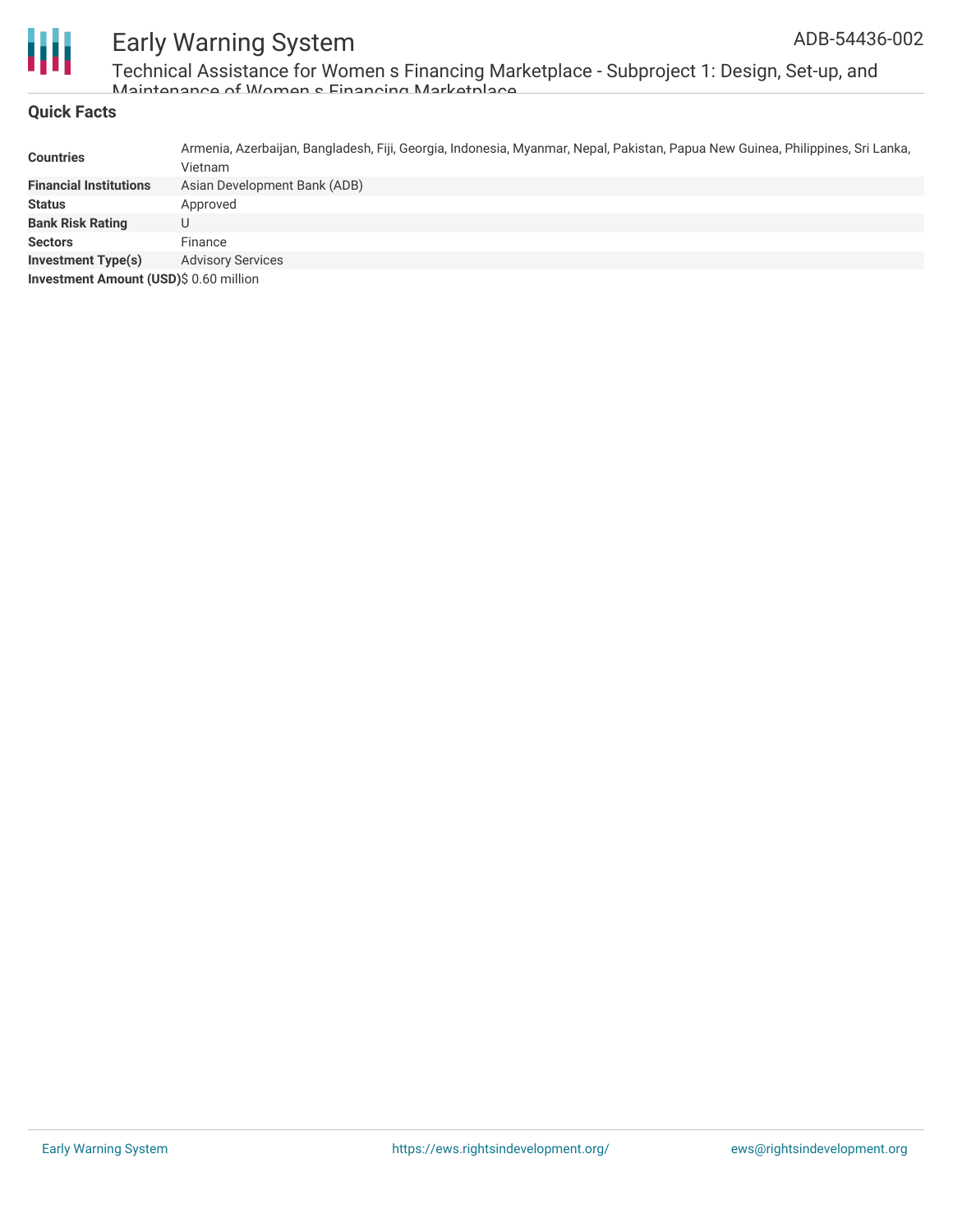## Quick Facts

| | |
|---|---|
| **Countries** | Armenia, Azerbaijan, Bangladesh, Fiji, Georgia, Indonesia, Myanmar, Nepal, Pakistan, Papua New Guinea, Philippines, Sri Lanka, Vietnam |
| **Financial Institutions** | Asian Development Bank (ADB) |
| **Status** | Approved |
| **Bank Risk Rating** | U |
| **Sectors** | Finance |
| **Investment Type(s)** | Advisory Services |
| **Investment Amount (USD)** | $ 0.60 million |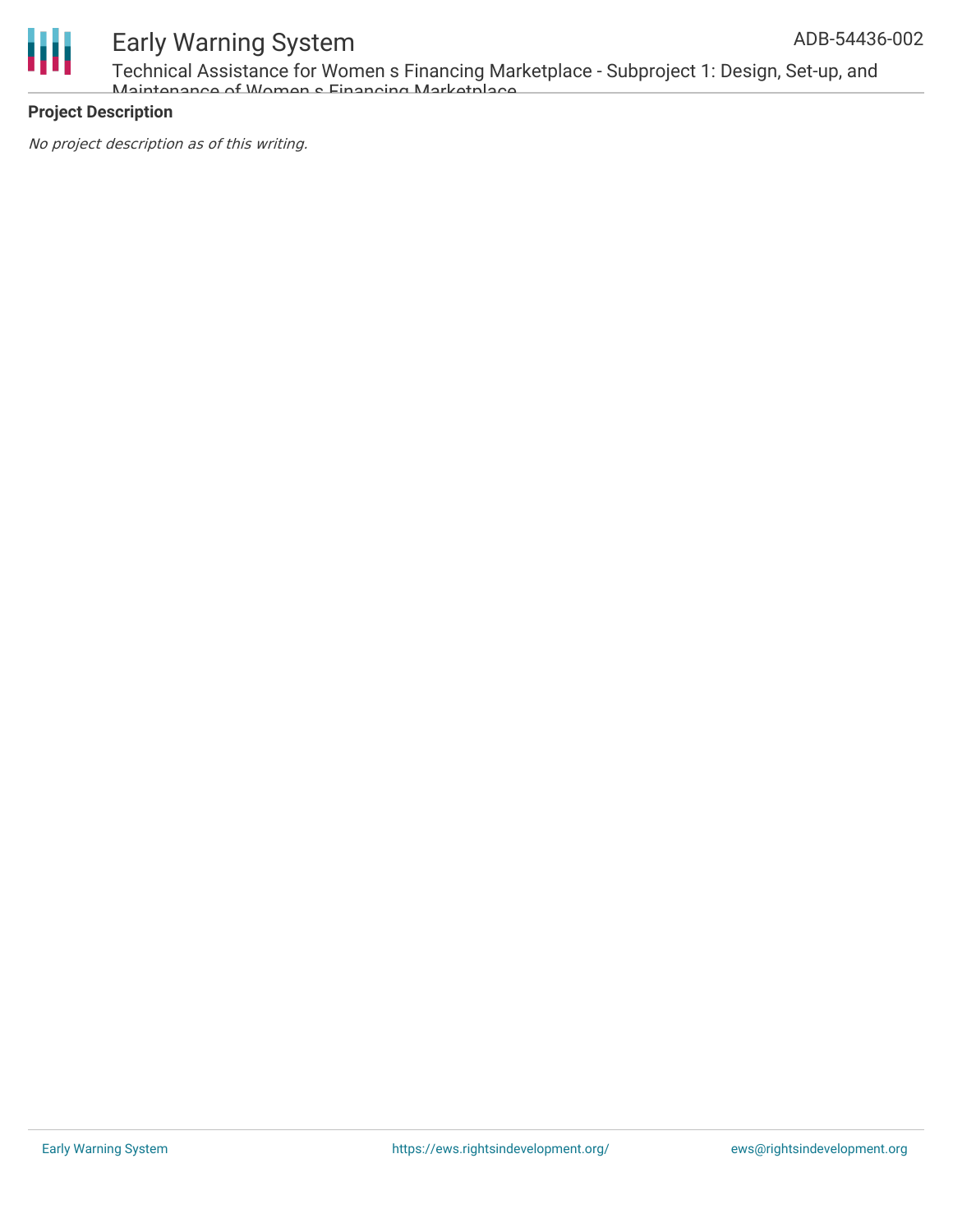**Project Description**

*No project description as of this writing.*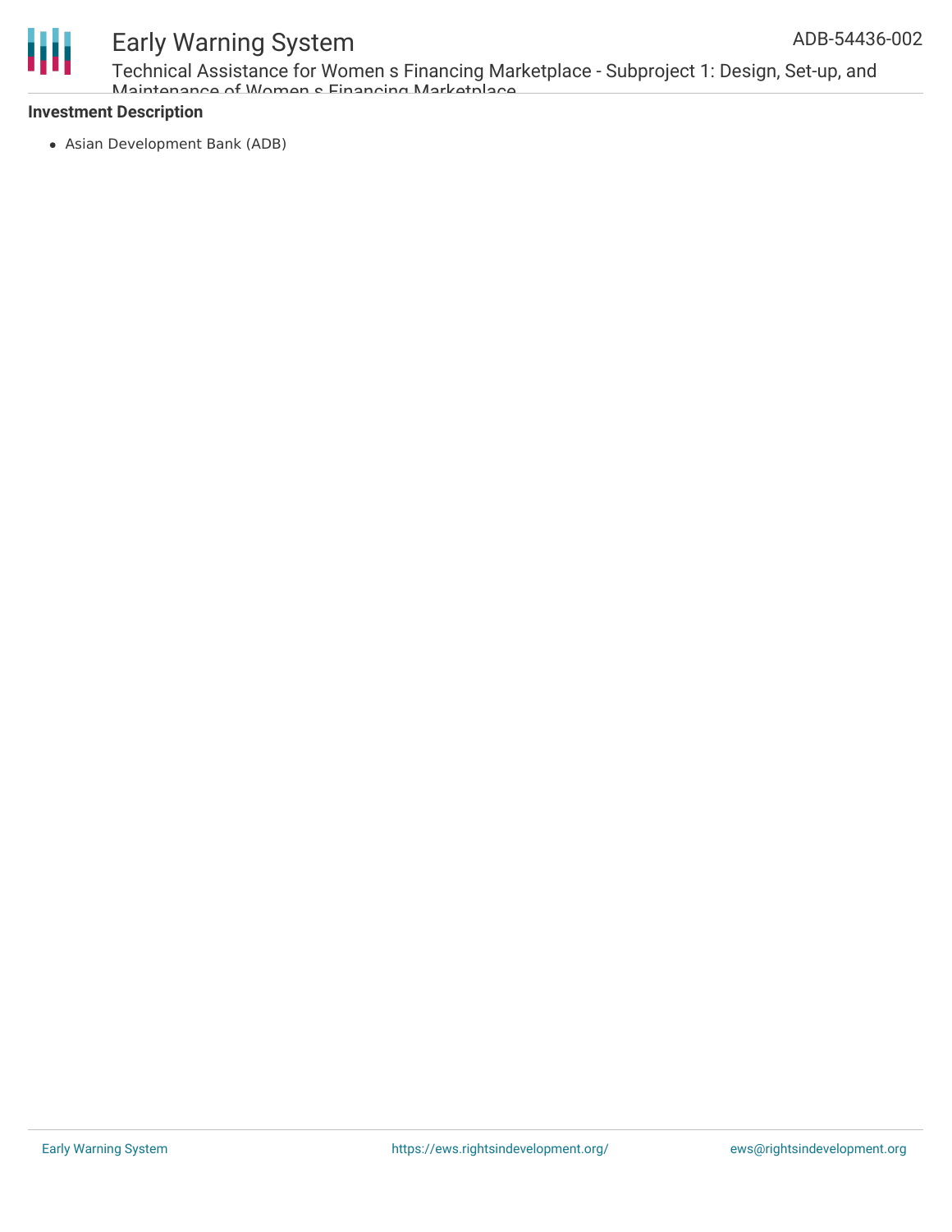**Investment Description**

- Asian Development Bank (ADB)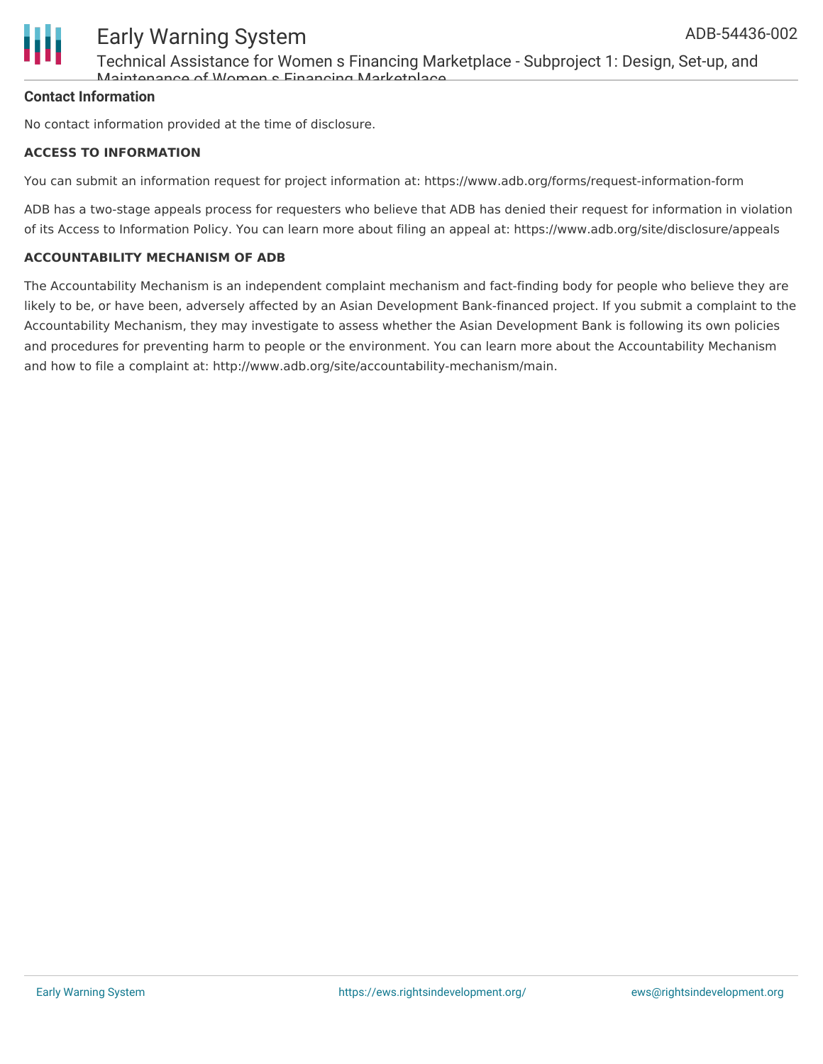**Contact Information**

No contact information provided at the time of disclosure.

**ACCESS TO INFORMATION**

You can submit an information request for project information at: https://www.adb.org/forms/request-information-form

ADB has a two-stage appeals process for requesters who believe that ADB has denied their request for information in violation of its Access to Information Policy. You can learn more about filing an appeal at: https://www.adb.org/site/disclosure/appeals

**ACCOUNTABILITY MECHANISM OF ADB**

The Accountability Mechanism is an independent complaint mechanism and fact-finding body for people who believe they are likely to be, or have been, adversely affected by an Asian Development Bank-financed project. If you submit a complaint to the Accountability Mechanism, they may investigate to assess whether the Asian Development Bank is following its own policies and procedures for preventing harm to people or the environment. You can learn more about the Accountability Mechanism and how to file a complaint at: http://www.adb.org/site/accountability-mechanism/main.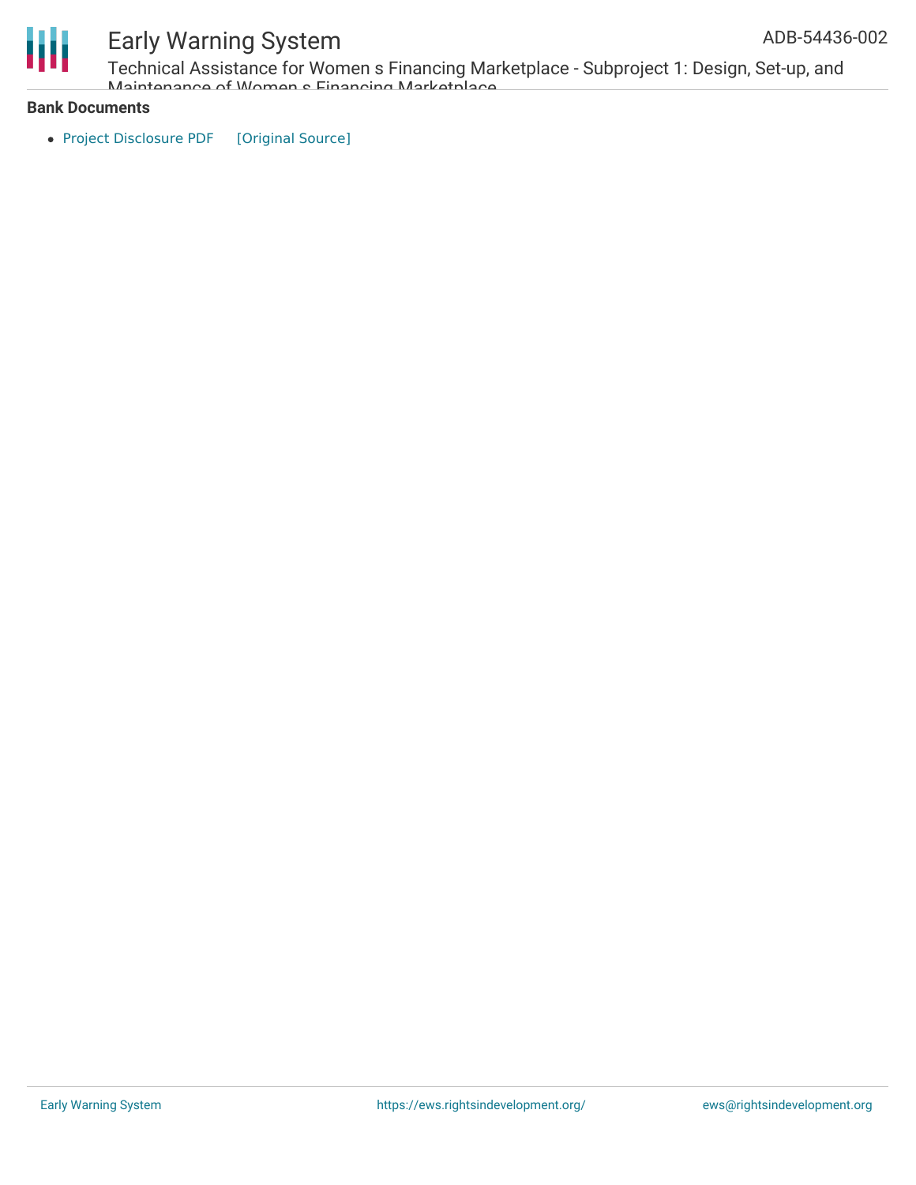**Bank Documents**

- Project Disclosure PDF [Original Source]